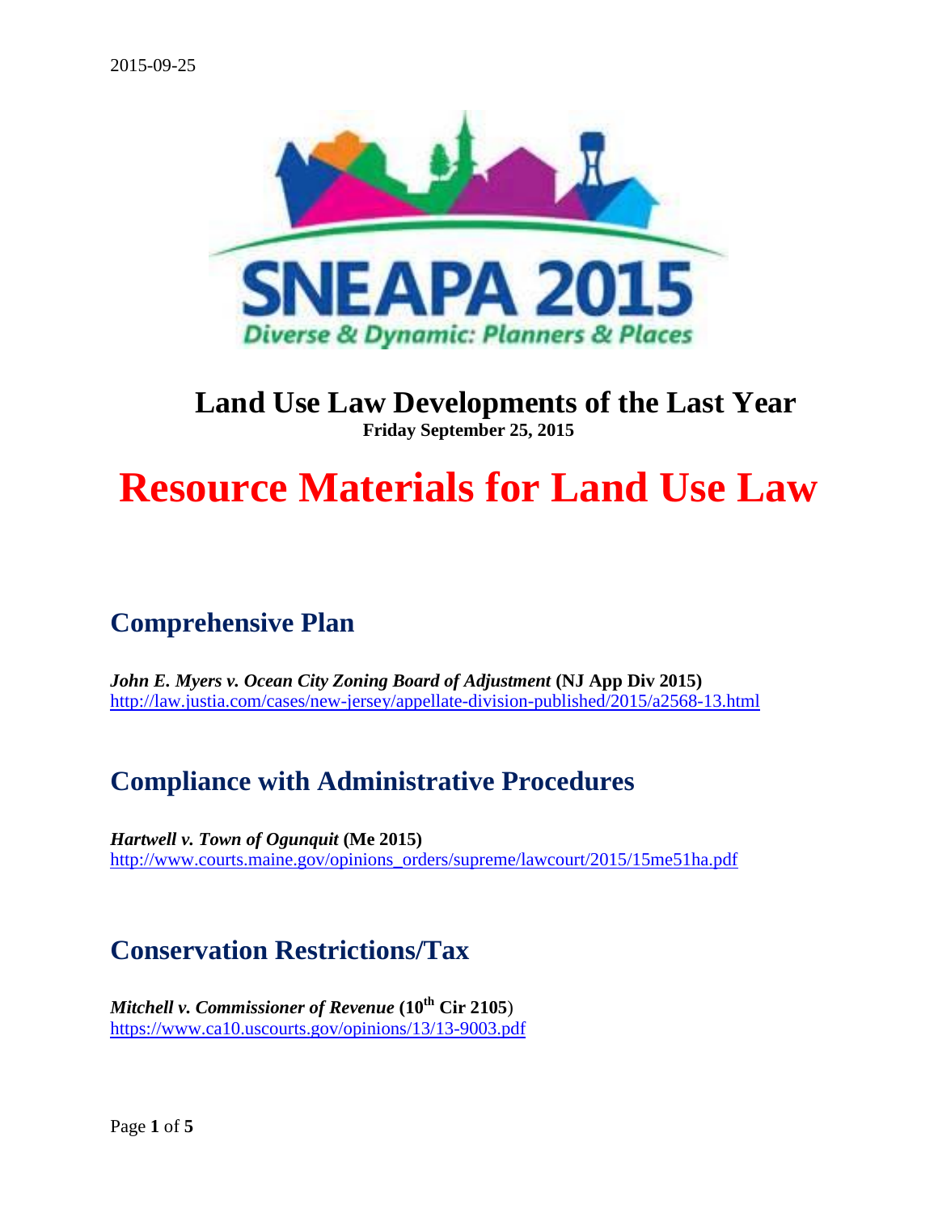2015-09-25

SNEAPA 2015

Diverse & Dynamic: Planners & Places

# Land Use Law Developments of the Last Year

**Friday September 25, 2015**

# Resource Materials for Land Use Law

## Comprehensive Plan

***John E. Myers v. Ocean City Zoning Board of Adjustment*** **(NJ App Div 2015)**
http://law.justia.com/cases/new-jersey/appellate-division-published/2015/a2568-13.html

## Compliance with Administrative Procedures

***Hartwell v. Town of Ogunquit*** **(Me 2015)**
http://www.courts.maine.gov/opinions_orders/supreme/lawcourt/2015/15me51ha.pdf

## Conservation Restrictions/Tax

***Mitchell v. Commissioner of Revenue*** **(10th Cir 2105)**
https://www.ca10.uscourts.gov/opinions/13/13-9003.pdf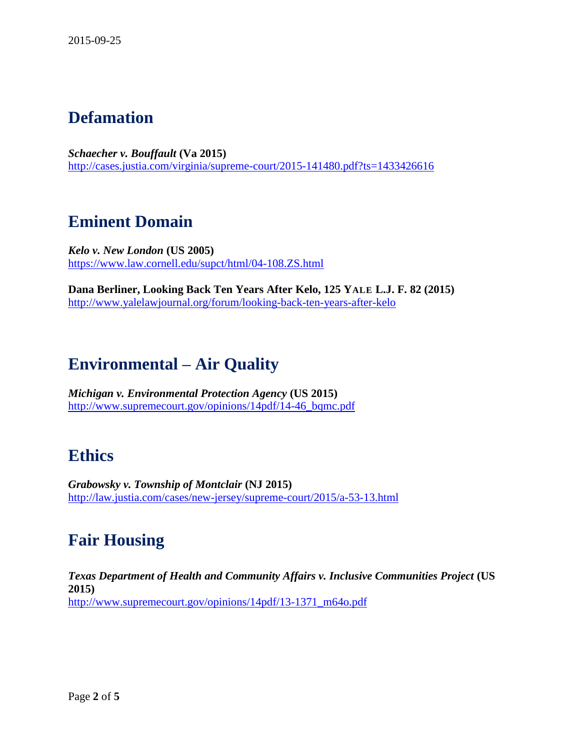## Defamation

***Schaecher v. Bouffault*** **(Va 2015)**
http://cases.justia.com/virginia/supreme-court/2015-141480.pdf?ts=1433426616

## Eminent Domain

***Kelo v. New London*** **(US 2005)**
https://www.law.cornell.edu/supct/html/04-108.ZS.html

**Dana Berliner, Looking Back Ten Years After Kelo, 125 YALE L.J. F. 82 (2015)**
http://www.yalelawjournal.org/forum/looking-back-ten-years-after-kelo

## Environmental – Air Quality

***Michigan v. Environmental Protection Agency*** **(US 2015)**
http://www.supremecourt.gov/opinions/14pdf/14-46_bqmc.pdf

## Ethics

***Grabowsky v. Township of Montclair*** **(NJ 2015)**
http://law.justia.com/cases/new-jersey/supreme-court/2015/a-53-13.html

## Fair Housing

***Texas Department of Health and Community Affairs v. Inclusive Communities Project*** **(US 2015)**
http://www.supremecourt.gov/opinions/14pdf/13-1371_m64o.pdf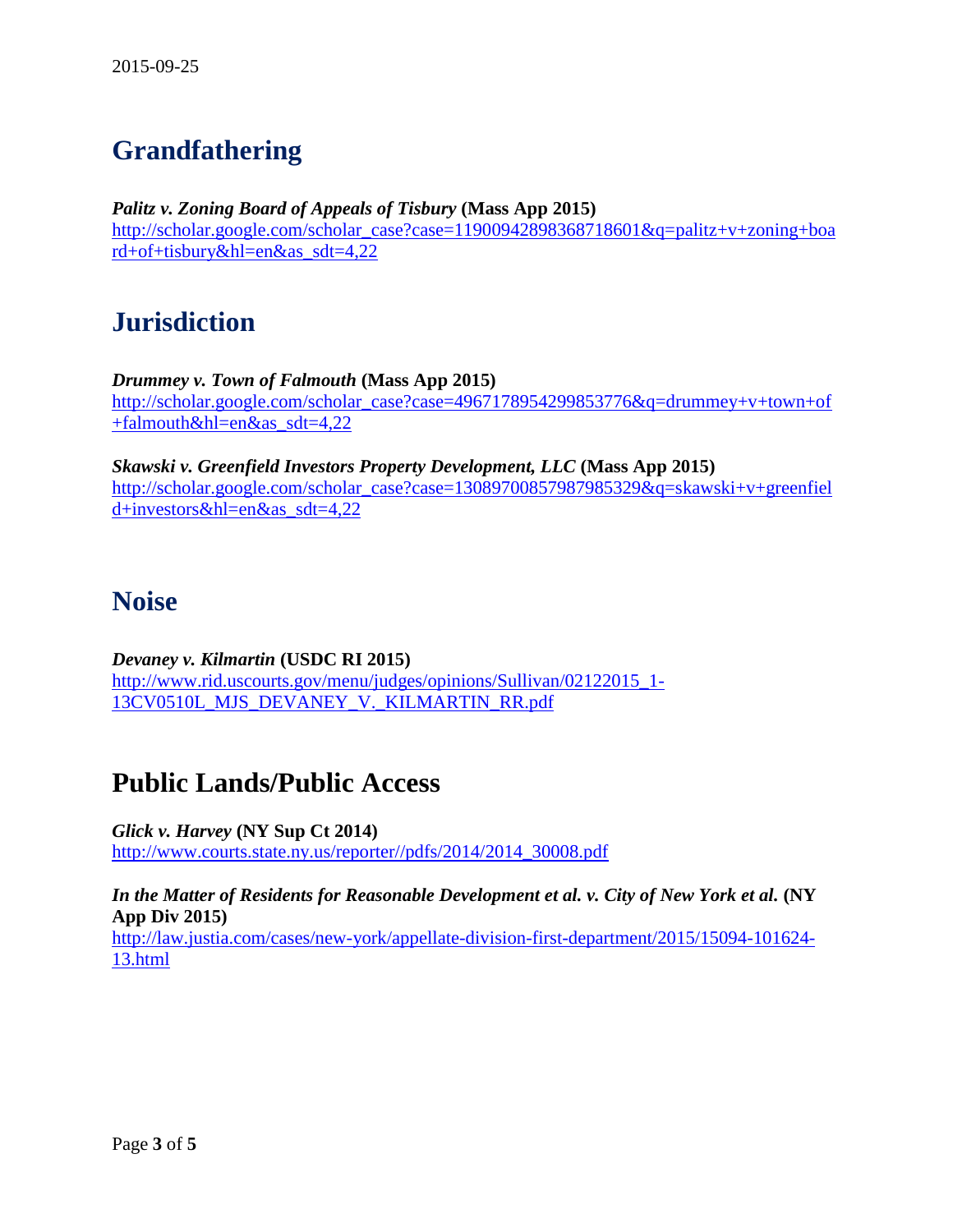2015-09-25

## Grandfathering

***Palitz v. Zoning Board of Appeals of Tisbury* (Mass App 2015)**
http://scholar.google.com/scholar_case?case=11900942898368718601&q=palitz+v+zoning+board+of+tisbury&hl=en&as_sdt=4,22

## Jurisdiction

***Drummey v. Town of Falmouth* (Mass App 2015)**
http://scholar.google.com/scholar_case?case=4967178954299853776&q=drummey+v+town+of+falmouth&hl=en&as_sdt=4,22

***Skawski v. Greenfield Investors Property Development, LLC* (Mass App 2015)**
http://scholar.google.com/scholar_case?case=13089700857987985329&q=skawski+v+greenfield+investors&hl=en&as_sdt=4,22

## Noise

***Devaney v. Kilmartin* (USDC RI 2015)**
http://www.rid.uscourts.gov/menu/judges/opinions/Sullivan/02122015_1-13CV0510L_MJS_DEVANEY_V._KILMARTIN_RR.pdf

## Public Lands/Public Access

***Glick v. Harvey* (NY Sup Ct 2014)**
http://www.courts.state.ny.us/reporter//pdfs/2014/2014_30008.pdf

***In the Matter of Residents for Reasonable Development et al. v. City of New York et al.* (NY App Div 2015)**
http://law.justia.com/cases/new-york/appellate-division-first-department/2015/15094-101624-13.html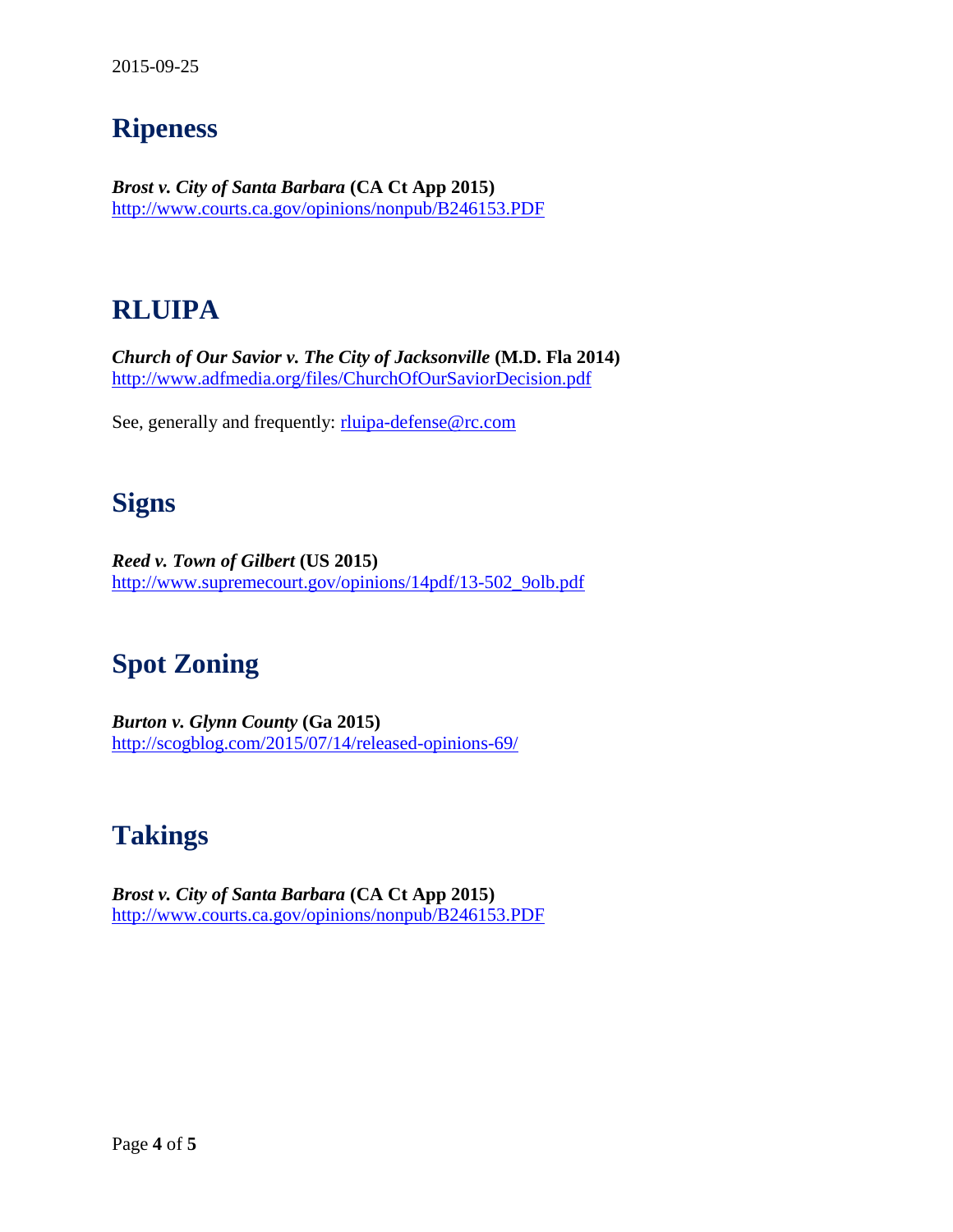2015-09-25

## Ripeness

***Brost v. City of Santa Barbara*** **(CA Ct App 2015)**
http://www.courts.ca.gov/opinions/nonpub/B246153.PDF

## RLUIPA

***Church of Our Savior v. The City of Jacksonville*** **(M.D. Fla 2014)**
http://www.adfmedia.org/files/ChurchOfOurSaviorDecision.pdf

See, generally and frequently: rluipa-defense@rc.com

## Signs

***Reed v. Town of Gilbert*** **(US 2015)**
http://www.supremecourt.gov/opinions/14pdf/13-502_9olb.pdf

## Spot Zoning

***Burton v. Glynn County*** **(Ga 2015)**
http://scogblog.com/2015/07/14/released-opinions-69/

## Takings

***Brost v. City of Santa Barbara*** **(CA Ct App 2015)**
http://www.courts.ca.gov/opinions/nonpub/B246153.PDF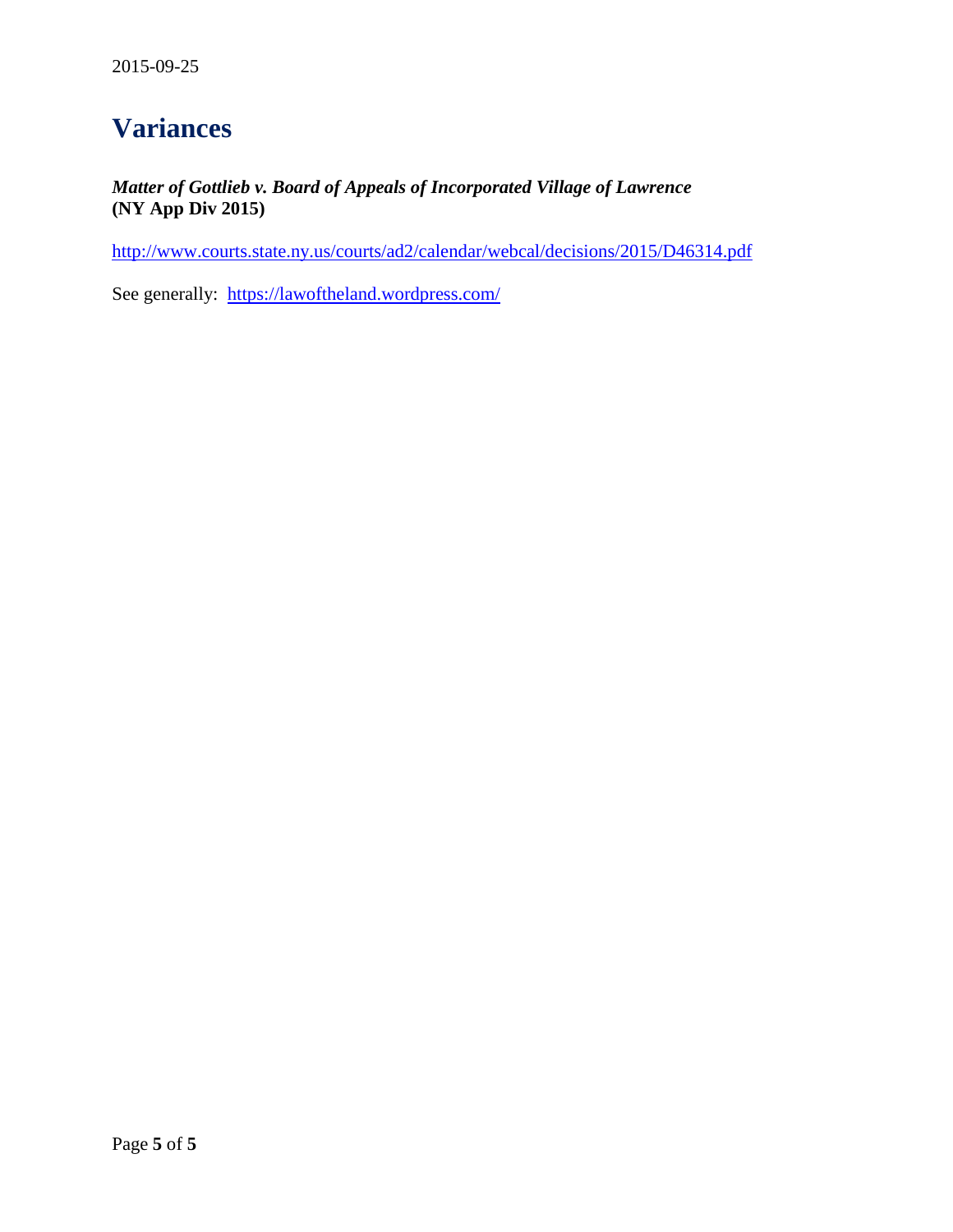2015-09-25

# Variances

***Matter of Gottlieb v. Board of Appeals of Incorporated Village of Lawrence***
**(NY App Div 2015)**

http://www.courts.state.ny.us/courts/ad2/calendar/webcal/decisions/2015/D46314.pdf

See generally: https://lawoftheland.wordpress.com/